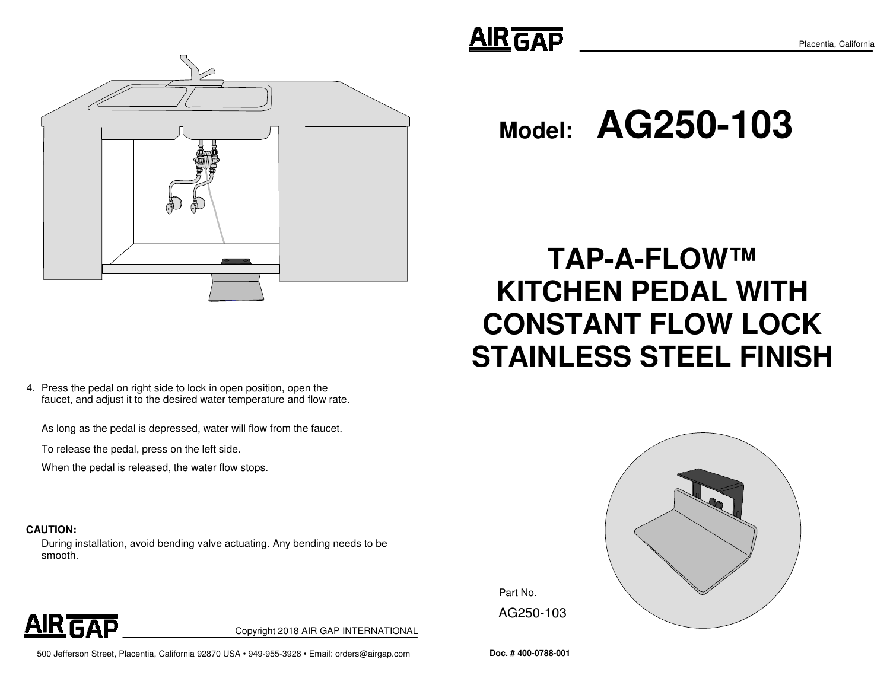4. Press the pedal on right side to lock in open position, open the faucet, and adjust it to the desired water temperature and flow rate.

   As long as the pedal is depressed, water will flow from the faucet.

   To release the pedal, press on the left side.

   When the pedal is released, the water flow stops.

**CAUTION:**

During installation, avoid bending valve actuating. Any bending needs to be smooth.

AIR GAP

Copyright 2018 AIR GAP INTERNATIONAL

500 Jefferson Street, Placentia, California 92870 USA • 949-955-3928 • Email: orders@airgap.com

AIR GAP

Placentia, California

# Model: AG250-103

# TAP-A-FLOW™ KITCHEN PEDAL WITH CONSTANT FLOW LOCK STAINLESS STEEL FINISH

Part No.

AG250-103

**Doc. # 400-0788-001**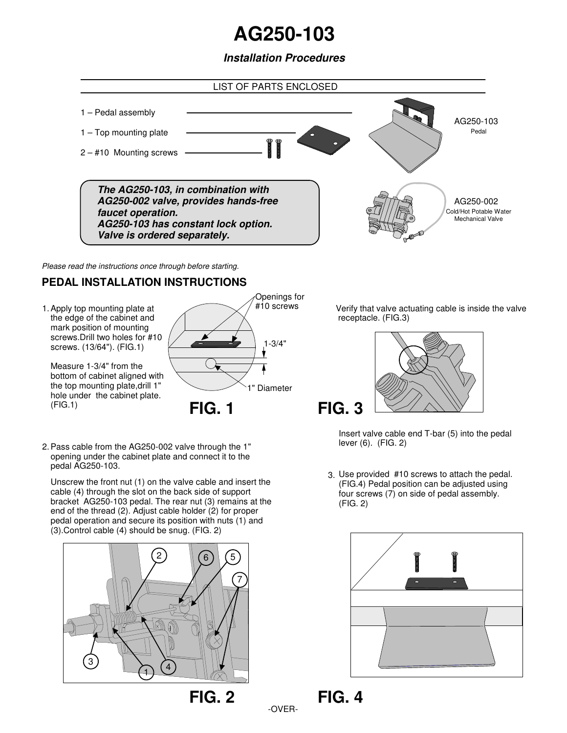# AG250-103

***Installation Procedures***

LIST OF PARTS ENCLOSED

1 – Pedal assembly

1 – Top mounting plate

2 – #10 Mounting screws

AG250-103
Pedal

***The AG250-103, in combination with AG250-002 valve, provides hands-free faucet operation.***
***AG250-103 has constant lock option. Valve is ordered separately.***

AG250-002
Cold/Hot Potable Water Mechanical Valve

*Please read the instructions once through before starting.*

## PEDAL INSTALLATION INSTRUCTIONS

1. Apply top mounting plate at the edge of the cabinet and mark position of mounting screws. Drill two holes for #10 screws. (13/64"). (FIG.1)

   Measure 1-3/4" from the bottom of cabinet aligned with the top mounting plate, drill 1" hole under the cabinet plate. (FIG.1)

Openings for #10 screws

1-3/4"

1" Diameter

**FIG. 1**

2. Pass cable from the AG250-002 valve through the 1" opening under the cabinet plate and connect it to the pedal AG250-103.

   Unscrew the front nut (1) on the valve cable and insert the cable (4) through the slot on the back side of support bracket AG250-103 pedal. The rear nut (3) remains at the end of the thread (2). Adjust cable holder (2) for proper pedal operation and secure its position with nuts (1) and (3). Control cable (4) should be snug. (FIG. 2)

**FIG. 2**

Verify that valve actuating cable is inside the valve receptacle. (FIG.3)

**FIG. 3**

Insert valve cable end T-bar (5) into the pedal lever (6). (FIG. 2)

3. Use provided #10 screws to attach the pedal. (FIG.4) Pedal position can be adjusted using four screws (7) on side of pedal assembly. (FIG. 2)

**FIG. 4**

-OVER-